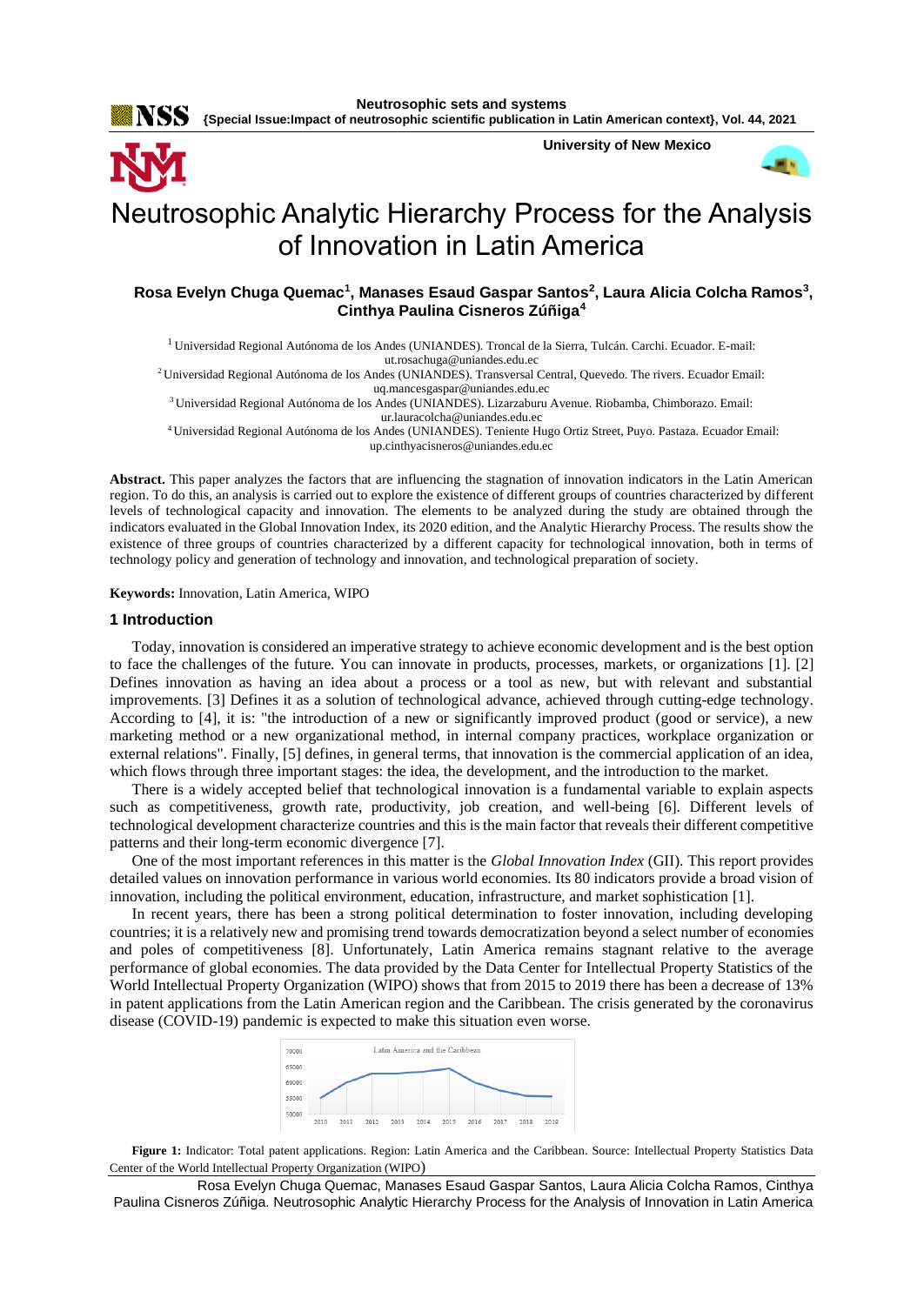# Neutrosophic Analytic Hierarchy Process for the Analysis of Innovation in Latin America

**Rosa Evelyn Chuga Quemac[1], Manases Esaud Gaspar Santos[2], Laura Alicia Colcha Ramos[3], Cinthya Paulina Cisneros Zúñiga[4]**

[1] Universidad Regional Autónoma de los Andes (UNIANDES). Troncal de la Sierra, Tulcán. Carchi. Ecuador. E-mail: ut.rosachuga@uniandes.edu.ec

[2] Universidad Regional Autónoma de los Andes (UNIANDES). Transversal Central, Quevedo. The rivers. Ecuador Email: uq.mancesgaspar@uniandes.edu.ec

[3] Universidad Regional Autónoma de los Andes (UNIANDES). Lizarzaburu Avenue. Riobamba, Chimborazo. Email: ur.lauracolcha@uniandes.edu.ec

[4] Universidad Regional Autónoma de los Andes (UNIANDES). Teniente Hugo Ortiz Street, Puyo. Pastaza. Ecuador Email: up.cinthyacisneros@uniandes.edu.ec

**Abstract.** This paper analyzes the factors that are influencing the stagnation of innovation indicators in the Latin American region. To do this, an analysis is carried out to explore the existence of different groups of countries characterized by different levels of technological capacity and innovation. The elements to be analyzed during the study are obtained through the indicators evaluated in the Global Innovation Index, its 2020 edition, and the Analytic Hierarchy Process. The results show the existence of three groups of countries characterized by a different capacity for technological innovation, both in terms of technology policy and generation of technology and innovation, and technological preparation of society.

**Keywords:** Innovation, Latin America, WIPO

## 1 Introduction

Today, innovation is considered an imperative strategy to achieve economic development and is the best option to face the challenges of the future. You can innovate in products, processes, markets, or organizations [1]. [2] Defines innovation as having an idea about a process or a tool as new, but with relevant and substantial improvements. [3] Defines it as a solution of technological advance, achieved through cutting-edge technology. According to [4], it is: "the introduction of a new or significantly improved product (good or service), a new marketing method or a new organizational method, in internal company practices, workplace organization or external relations". Finally, [5] defines, in general terms, that innovation is the commercial application of an idea, which flows through three important stages: the idea, the development, and the introduction to the market.

There is a widely accepted belief that technological innovation is a fundamental variable to explain aspects such as competitiveness, growth rate, productivity, job creation, and well-being [6]. Different levels of technological development characterize countries and this is the main factor that reveals their different competitive patterns and their long-term economic divergence [7].

One of the most important references in this matter is the *Global Innovation Index* (GII). This report provides detailed values on innovation performance in various world economies. Its 80 indicators provide a broad vision of innovation, including the political environment, education, infrastructure, and market sophistication [1].

In recent years, there has been a strong political determination to foster innovation, including developing countries; it is a relatively new and promising trend towards democratization beyond a select number of economies and poles of competitiveness [8]. Unfortunately, Latin America remains stagnant relative to the average performance of global economies. The data provided by the Data Center for Intellectual Property Statistics of the World Intellectual Property Organization (WIPO) shows that from 2015 to 2019 there has been a decrease of 13% in patent applications from the Latin American region and the Caribbean. The crisis generated by the coronavirus disease (COVID-19) pandemic is expected to make this situation even worse.

**Figure 1:** Indicator: Total patent applications. Region: Latin America and the Caribbean. Source: Intellectual Property Statistics Data Center of the World Intellectual Property Organization (WIPO)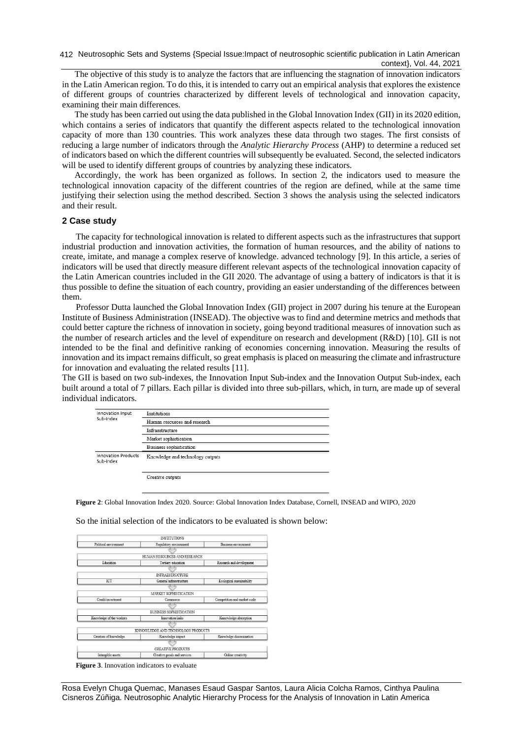The objective of this study is to analyze the factors that are influencing the stagnation of innovation indicators in the Latin American region. To do this, it is intended to carry out an empirical analysis that explores the existence of different groups of countries characterized by different levels of technological and innovation capacity, examining their main differences.

The study has been carried out using the data published in the Global Innovation Index (GII) in its 2020 edition, which contains a series of indicators that quantify the different aspects related to the technological innovation capacity of more than 130 countries. This work analyzes these data through two stages. The first consists of reducing a large number of indicators through the *Analytic Hierarchy Process* (AHP) to determine a reduced set of indicators based on which the different countries will subsequently be evaluated. Second, the selected indicators will be used to identify different groups of countries by analyzing these indicators.

Accordingly, the work has been organized as follows. In section 2, the indicators used to measure the technological innovation capacity of the different countries of the region are defined, while at the same time justifying their selection using the method described. Section 3 shows the analysis using the selected indicators and their result.

## 2 Case study

The capacity for technological innovation is related to different aspects such as the infrastructures that support industrial production and innovation activities, the formation of human resources, and the ability of nations to create, imitate, and manage a complex reserve of knowledge. advanced technology [9]. In this article, a series of indicators will be used that directly measure different relevant aspects of the technological innovation capacity of the Latin American countries included in the GII 2020. The advantage of using a battery of indicators is that it is thus possible to define the situation of each country, providing an easier understanding of the differences between them.

Professor Dutta launched the Global Innovation Index (GII) project in 2007 during his tenure at the European Institute of Business Administration (INSEAD). The objective was to find and determine metrics and methods that could better capture the richness of innovation in society, going beyond traditional measures of innovation such as the number of research articles and the level of expenditure on research and development (R&D) [10]. GII is not intended to be the final and definitive ranking of economies concerning innovation. Measuring the results of innovation and its impact remains difficult, so great emphasis is placed on measuring the climate and infrastructure for innovation and evaluating the related results [11].

The GII is based on two sub-indexes, the Innovation Input Sub-index and the Innovation Output Sub-index, each built around a total of 7 pillars. Each pillar is divided into three sub-pillars, which, in turn, are made up of several individual indicators.

| | |
|---|---|
| Innovation Input Sub-index | Institutions |
| | Human resources and research |
| | Infrastructure |
| | Market sophistication |
| | Business sophistication |
| Innovation Products Sub-index | Knowledge and technology outputs |
| | Creative outputs |

**Figure 2**: Global Innovation Index 2020. Source: Global Innovation Index Database, Cornell, INSEAD and WIPO, 2020

So the initial selection of the indicators to be evaluated is shown below:

| | | |
|---|---|---|
| INSTITUTIONS | | |
| Political environment | Regulatory environment | Business environment |
| HUMAN RESOURCES AND RESEARCH | | |
| Education | Tertiary education | Research and development |
| INFRASTRUCTURE | | |
| ICT | General infrastructure | Ecological sustainability |
| MARKET SOPHISTICATION | | |
| Credit/investment | Commerce | Competition and market scale |
| BUSINESS SOPHISTICATION | | |
| Knowledge of the workers | Innovation links | Knowledge absorption |
| KNOWLEDGE AND TECHNOLOGY PRODUCTS | | |
| Creation of knowledge | Knowledge impact | Knowledge dissemination |
| CREATIVE PRODUCTS | | |
| Intangible assets | Creative goods and services | Online creativity |

**Figure 3**. Innovation indicators to evaluate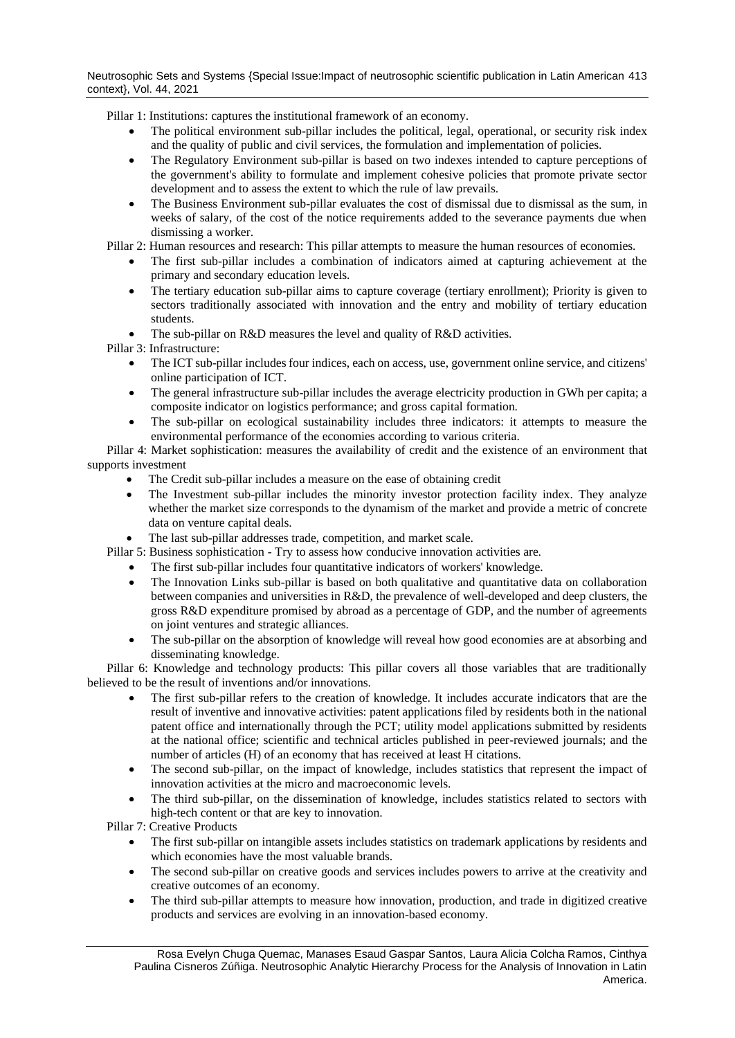Pillar 1: Institutions: captures the institutional framework of an economy.

- The political environment sub-pillar includes the political, legal, operational, or security risk index and the quality of public and civil services, the formulation and implementation of policies.
- The Regulatory Environment sub-pillar is based on two indexes intended to capture perceptions of the government's ability to formulate and implement cohesive policies that promote private sector development and to assess the extent to which the rule of law prevails.
- The Business Environment sub-pillar evaluates the cost of dismissal due to dismissal as the sum, in weeks of salary, of the cost of the notice requirements added to the severance payments due when dismissing a worker.

Pillar 2: Human resources and research: This pillar attempts to measure the human resources of economies.

- The first sub-pillar includes a combination of indicators aimed at capturing achievement at the primary and secondary education levels.
- The tertiary education sub-pillar aims to capture coverage (tertiary enrollment); Priority is given to sectors traditionally associated with innovation and the entry and mobility of tertiary education students.
- The sub-pillar on R&D measures the level and quality of R&D activities.

Pillar 3: Infrastructure:

- The ICT sub-pillar includes four indices, each on access, use, government online service, and citizens' online participation of ICT.
- The general infrastructure sub-pillar includes the average electricity production in GWh per capita; a composite indicator on logistics performance; and gross capital formation.
- The sub-pillar on ecological sustainability includes three indicators: it attempts to measure the environmental performance of the economies according to various criteria.

Pillar 4: Market sophistication: measures the availability of credit and the existence of an environment that supports investment

- The Credit sub-pillar includes a measure on the ease of obtaining credit
- The Investment sub-pillar includes the minority investor protection facility index. They analyze whether the market size corresponds to the dynamism of the market and provide a metric of concrete data on venture capital deals.
- The last sub-pillar addresses trade, competition, and market scale.

Pillar 5: Business sophistication - Try to assess how conducive innovation activities are.

- The first sub-pillar includes four quantitative indicators of workers' knowledge.
- The Innovation Links sub-pillar is based on both qualitative and quantitative data on collaboration between companies and universities in R&D, the prevalence of well-developed and deep clusters, the gross R&D expenditure promised by abroad as a percentage of GDP, and the number of agreements on joint ventures and strategic alliances.
- The sub-pillar on the absorption of knowledge will reveal how good economies are at absorbing and disseminating knowledge.

Pillar 6: Knowledge and technology products: This pillar covers all those variables that are traditionally believed to be the result of inventions and/or innovations.

- The first sub-pillar refers to the creation of knowledge. It includes accurate indicators that are the result of inventive and innovative activities: patent applications filed by residents both in the national patent office and internationally through the PCT; utility model applications submitted by residents at the national office; scientific and technical articles published in peer-reviewed journals; and the number of articles (H) of an economy that has received at least H citations.
- The second sub-pillar, on the impact of knowledge, includes statistics that represent the impact of innovation activities at the micro and macroeconomic levels.
- The third sub-pillar, on the dissemination of knowledge, includes statistics related to sectors with high-tech content or that are key to innovation.

Pillar 7: Creative Products

- The first sub-pillar on intangible assets includes statistics on trademark applications by residents and which economies have the most valuable brands.
- The second sub-pillar on creative goods and services includes powers to arrive at the creativity and creative outcomes of an economy.
- The third sub-pillar attempts to measure how innovation, production, and trade in digitized creative products and services are evolving in an innovation-based economy.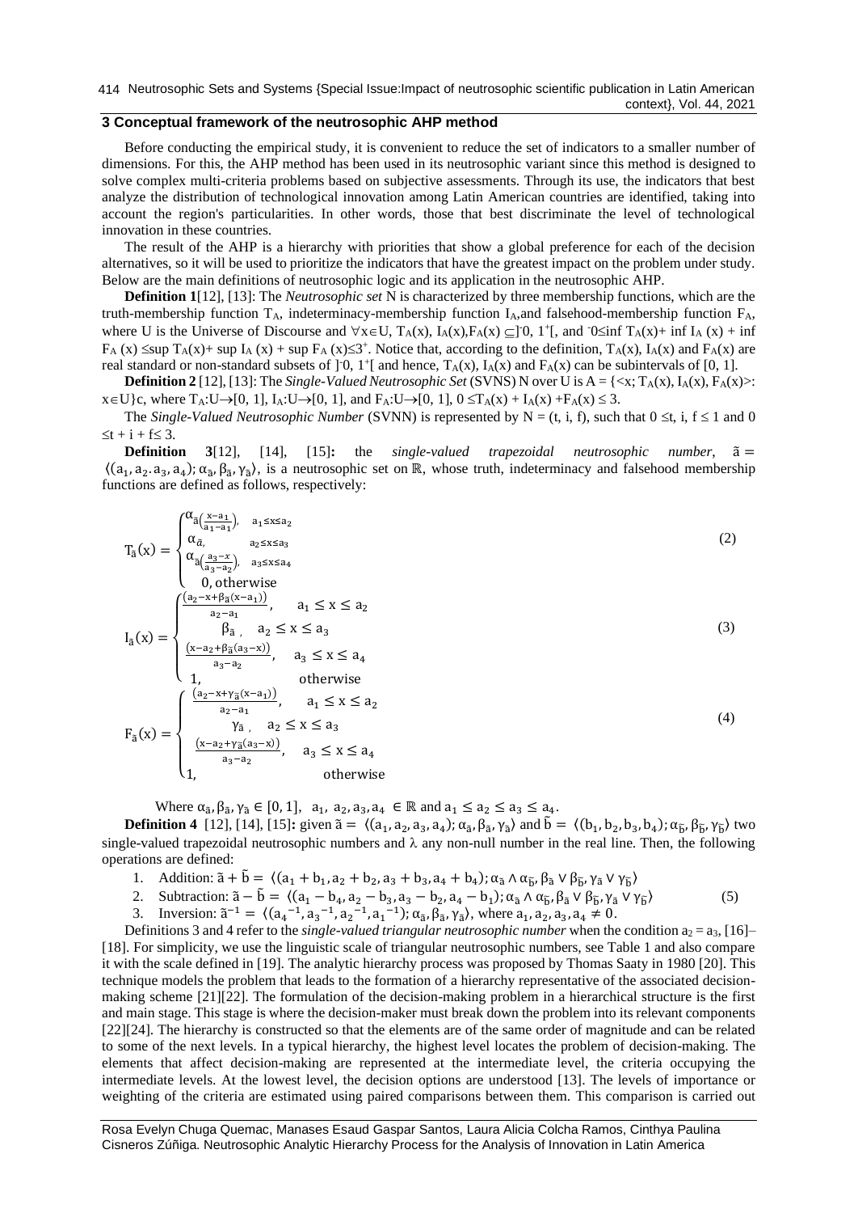## 3 Conceptual framework of the neutrosophic AHP method

Before conducting the empirical study, it is convenient to reduce the set of indicators to a smaller number of dimensions. For this, the AHP method has been used in its neutrosophic variant since this method is designed to solve complex multi-criteria problems based on subjective assessments. Through its use, the indicators that best analyze the distribution of technological innovation among Latin American countries are identified, taking into account the region's particularities. In other words, those that best discriminate the level of technological innovation in these countries.

The result of the AHP is a hierarchy with priorities that show a global preference for each of the decision alternatives, so it will be used to prioritize the indicators that have the greatest impact on the problem under study. Below are the main definitions of neutrosophic logic and its application in the neutrosophic AHP.

**Definition 1**[12], [13]: The *Neutrosophic set* N is characterized by three membership functions, which are the truth-membership function $T_A$, indeterminacy-membership function $I_A$, and falsehood-membership function $F_A$, where U is the Universe of Discourse and $\forall x \in U$, $T_A(x), I_A(x), F_A(x) \subseteq ]^{-}0, 1^{+}[$, and $^{-}0 \leq \inf T_A(x) + \inf I_A(x) + \inf F_A(x) \leq \sup T_A(x) + \sup I_A(x) + \sup F_A(x) \leq 3^{+}$. Notice that, according to the definition, $T_A(x)$, $I_A(x)$ and $F_A(x)$ are real standard or non-standard subsets of $]^{-}0, 1^{+}[$ and hence, $T_A(x)$, $I_A(x)$ and $F_A(x)$ can be subintervals of [0, 1].

**Definition 2** [12], [13]: The *Single-Valued Neutrosophic Set* (SVNS) N over U is $A = \{<x; T_A(x), I_A(x), F_A(x)>: x \in U\}$c, where $T_A: U \rightarrow [0, 1]$, $I_A: U \rightarrow [0, 1]$, and $F_A: U \rightarrow [0, 1]$, $0 \leq T_A(x) + I_A(x) + F_A(x) \leq 3$.

The *Single-Valued Neutrosophic Number* (SVNN) is represented by $N = (t, i, f)$, such that $0 \leq t, i, f \leq 1$ and $0 \leq t + i + f \leq 3$.

**Definition 3**[12], [14], [15]**:** the *single-valued trapezoidal neutrosophic number*, $\tilde{a} = \langle (a_1, a_2, a_3, a_4); \alpha_{\tilde{a}}, \beta_{\tilde{a}}, \gamma_{\tilde{a}} \rangle$, is a neutrosophic set on $\mathbb{R}$, whose truth, indeterminacy and falsehood membership functions are defined as follows, respectively:

$$T_{\tilde{a}}(x) = \begin{cases} \alpha_{\tilde{a}}\left(\frac{x-a_1}{a_1-a_1}\right), & a_1 \leq x \leq a_2 \\ \alpha_{\tilde{a}}, & a_2 \leq x \leq a_3 \\ \alpha_{\tilde{a}}\left(\frac{a_3-x}{a_3-a_2}\right), & a_3 \leq x \leq a_4 \\ 0, & \text{otherwise} \end{cases} \tag{2}$$

$$I_{\tilde{a}}(x) = \begin{cases} \frac{(a_2-x+\beta_{\tilde{a}}(x-a_1))}{a_2-a_1}, & a_1 \leq x \leq a_2 \\ \beta_{\tilde{a}}, & a_2 \leq x \leq a_3 \\ \frac{(x-a_2+\beta_{\tilde{a}}(a_3-x))}{a_3-a_2}, & a_3 \leq x \leq a_4 \\ 1, & \text{otherwise} \end{cases} \tag{3}$$

$$F_{\tilde{a}}(x) = \begin{cases} \frac{(a_2-x+\gamma_{\tilde{a}}(x-a_1))}{a_2-a_1}, & a_1 \leq x \leq a_2 \\ \gamma_{\tilde{a}}, & a_2 \leq x \leq a_3 \\ \frac{(x-a_2+\gamma_{\tilde{a}}(a_3-x))}{a_3-a_2}, & a_3 \leq x \leq a_4 \\ 1, & \text{otherwise} \end{cases} \tag{4}$$

Where $\alpha_{\tilde{a}}, \beta_{\tilde{a}}, \gamma_{\tilde{a}} \in [0, 1]$, $a_1, a_2, a_3, a_4 \in \mathbb{R}$ and $a_1 \leq a_2 \leq a_3 \leq a_4$.

**Definition 4** [12], [14], [15]**:** given $\tilde{a} = \langle (a_1, a_2, a_3, a_4); \alpha_{\tilde{a}}, \beta_{\tilde{a}}, \gamma_{\tilde{a}} \rangle$ and $\tilde{b} = \langle (b_1, b_2, b_3, b_4); \alpha_{\tilde{b}}, \beta_{\tilde{b}}, \gamma_{\tilde{b}} \rangle$ two single-valued trapezoidal neutrosophic numbers and $\lambda$ any non-null number in the real line. Then, the following operations are defined:

1. Addition: $\tilde{a} + \tilde{b} = \langle (a_1 + b_1, a_2 + b_2, a_3 + b_3, a_4 + b_4); \alpha_{\tilde{a}} \wedge \alpha_{\tilde{b}}, \beta_{\tilde{a}} \vee \beta_{\tilde{b}}, \gamma_{\tilde{a}} \vee \gamma_{\tilde{b}} \rangle$
2. Subtraction: $\tilde{a} - \tilde{b} = \langle (a_1 - b_4, a_2 - b_3, a_3 - b_2, a_4 - b_1); \alpha_{\tilde{a}} \wedge \alpha_{\tilde{b}}, \beta_{\tilde{a}} \vee \beta_{\tilde{b}}, \gamma_{\tilde{a}} \vee \gamma_{\tilde{b}} \rangle$ (5)
3. Inversion: $\tilde{a}^{-1} = \langle (a_4^{-1}, a_3^{-1}, a_2^{-1}, a_1^{-1}); \alpha_{\tilde{a}}, \beta_{\tilde{a}}, \gamma_{\tilde{a}} \rangle$, where $a_1, a_2, a_3, a_4 \neq 0$.

Definitions 3 and 4 refer to the *single-valued triangular neutrosophic number* when the condition $a_2 = a_3$, [16]–[18]. For simplicity, we use the linguistic scale of triangular neutrosophic numbers, see Table 1 and also compare it with the scale defined in [19]. The analytic hierarchy process was proposed by Thomas Saaty in 1980 [20]. This technique models the problem that leads to the formation of a hierarchy representative of the associated decision-making scheme [21][22]. The formulation of the decision-making problem in a hierarchical structure is the first and main stage. This stage is where the decision-maker must break down the problem into its relevant components [22][24]. The hierarchy is constructed so that the elements are of the same order of magnitude and can be related to some of the next levels. In a typical hierarchy, the highest level locates the problem of decision-making. The elements that affect decision-making are represented at the intermediate level, the criteria occupying the intermediate levels. At the lowest level, the decision options are understood [13]. The levels of importance or weighting of the criteria are estimated using paired comparisons between them. This comparison is carried out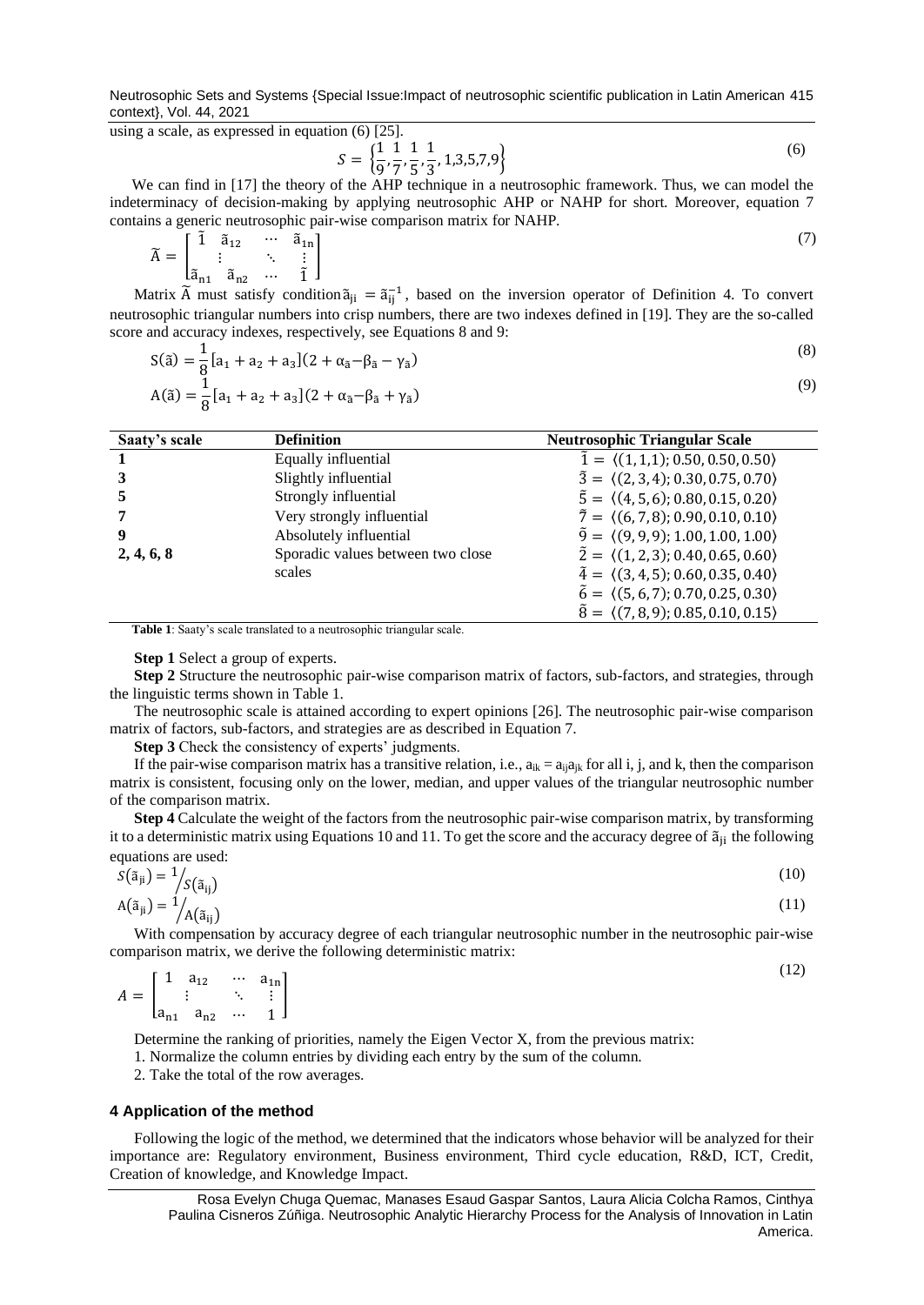using a scale, as expressed in equation (6) [25].

$$S = \left\{\frac{1}{9}, \frac{1}{7}, \frac{1}{5}, \frac{1}{3}, 1,3,5,7,9\right\} \tag{6}$$

We can find in [17] the theory of the AHP technique in a neutrosophic framework. Thus, we can model the indeterminacy of decision-making by applying neutrosophic AHP or NAHP for short. Moreover, equation 7 contains a generic neutrosophic pair-wise comparison matrix for NAHP.

$$\widetilde{A} = \begin{bmatrix} \tilde{1} & \tilde{a}_{12} & \cdots & \tilde{a}_{1n} \\ \vdots & & \ddots & \vdots \\ \tilde{a}_{n1} & \tilde{a}_{n2} & \cdots & \tilde{1} \end{bmatrix} \tag{7}$$

Matrix $\widetilde{A}$ must satisfy condition $\tilde{a}_{ji} = \tilde{a}_{ij}^{-1}$, based on the inversion operator of Definition 4. To convert neutrosophic triangular numbers into crisp numbers, there are two indexes defined in [19]. They are the so-called score and accuracy indexes, respectively, see Equations 8 and 9:

$$S(\tilde{a}) = \frac{1}{8}[a_1 + a_2 + a_3](2 + \alpha_{\tilde{a}} - \beta_{\tilde{a}} - \gamma_{\tilde{a}}) \tag{8}$$

$$A(\tilde{a}) = \frac{1}{8}[a_1 + a_2 + a_3](2 + \alpha_{\tilde{a}} - \beta_{\tilde{a}} + \gamma_{\tilde{a}}) \tag{9}$$

| Saaty's scale | Definition | Neutrosophic Triangular Scale |
|---|---|---|
| **1** | Equally influential | $\tilde{1} = \langle(1,1,1); 0.50, 0.50, 0.50\rangle$ |
| **3** | Slightly influential | $\tilde{3} = \langle(2,3,4); 0.30, 0.75, 0.70\rangle$ |
| **5** | Strongly influential | $\tilde{5} = \langle(4,5,6); 0.80, 0.15, 0.20\rangle$ |
| **7** | Very strongly influential | $\tilde{7} = \langle(6,7,8); 0.90, 0.10, 0.10\rangle$ |
| **9** | Absolutely influential | $\tilde{9} = \langle(9,9,9); 1.00, 1.00, 1.00\rangle$ |
| **2, 4, 6, 8** | Sporadic values between two close scales | $\tilde{2} = \langle(1,2,3); 0.40, 0.65, 0.60\rangle$ |
| | | $\tilde{4} = \langle(3,4,5); 0.60, 0.35, 0.40\rangle$ |
| | | $\tilde{6} = \langle(5,6,7); 0.70, 0.25, 0.30\rangle$ |
| | | $\tilde{8} = \langle(7,8,9); 0.85, 0.10, 0.15\rangle$ |

**Table 1**: Saaty's scale translated to a neutrosophic triangular scale.

**Step 1** Select a group of experts.

**Step 2** Structure the neutrosophic pair-wise comparison matrix of factors, sub-factors, and strategies, through the linguistic terms shown in Table 1.

The neutrosophic scale is attained according to expert opinions [26]. The neutrosophic pair-wise comparison matrix of factors, sub-factors, and strategies are as described in Equation 7.

**Step 3** Check the consistency of experts' judgments.

If the pair-wise comparison matrix has a transitive relation, i.e., $a_{ik} = a_{ij}a_{jk}$ for all i, j, and k, then the comparison matrix is consistent, focusing only on the lower, median, and upper values of the triangular neutrosophic number of the comparison matrix.

**Step 4** Calculate the weight of the factors from the neutrosophic pair-wise comparison matrix, by transforming it to a deterministic matrix using Equations 10 and 11. To get the score and the accuracy degree of $\tilde{a}_{ji}$ the following equations are used:

$$S(\tilde{a}_{ji}) = 1/S(\tilde{a}_{ij}) \tag{10}$$

$$A(\tilde{a}_{ji}) = 1/A(\tilde{a}_{ij}) \tag{11}$$

With compensation by accuracy degree of each triangular neutrosophic number in the neutrosophic pair-wise comparison matrix, we derive the following deterministic matrix:

$$A = \begin{bmatrix} 1 & a_{12} & \cdots & a_{1n} \\ \vdots & & \ddots & \vdots \\ a_{n1} & a_{n2} & \cdots & 1 \end{bmatrix} \tag{12}$$

Determine the ranking of priorities, namely the Eigen Vector X, from the previous matrix:

1. Normalize the column entries by dividing each entry by the sum of the column.
2. Take the total of the row averages.

## 4 Application of the method

Following the logic of the method, we determined that the indicators whose behavior will be analyzed for their importance are: Regulatory environment, Business environment, Third cycle education, R&D, ICT, Credit, Creation of knowledge, and Knowledge Impact.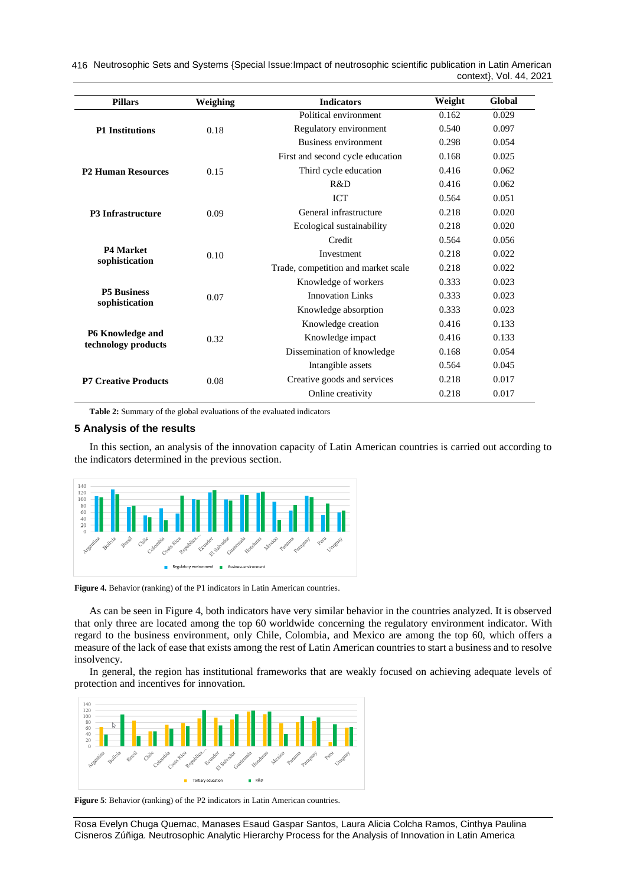| Pillars | Weighing | Indicators | Weight | Global |
|---|---|---|---|---|
| **P1 Institutions** | 0.18 | Political environment | 0.162 | 0.029 |
| | | Regulatory environment | 0.540 | 0.097 |
| | | Business environment | 0.298 | 0.054 |
| **P2 Human Resources** | 0.15 | First and second cycle education | 0.168 | 0.025 |
| | | Third cycle education | 0.416 | 0.062 |
| | | R&D | 0.416 | 0.062 |
| **P3 Infrastructure** | 0.09 | ICT | 0.564 | 0.051 |
| | | General infrastructure | 0.218 | 0.020 |
| | | Ecological sustainability | 0.218 | 0.020 |
| **P4 Market sophistication** | 0.10 | Credit | 0.564 | 0.056 |
| | | Investment | 0.218 | 0.022 |
| | | Trade, competition and market scale | 0.218 | 0.022 |
| **P5 Business sophistication** | 0.07 | Knowledge of workers | 0.333 | 0.023 |
| | | Innovation Links | 0.333 | 0.023 |
| | | Knowledge absorption | 0.333 | 0.023 |
| **P6 Knowledge and technology products** | 0.32 | Knowledge creation | 0.416 | 0.133 |
| | | Knowledge impact | 0.416 | 0.133 |
| | | Dissemination of knowledge | 0.168 | 0.054 |
| **P7 Creative Products** | 0.08 | Intangible assets | 0.564 | 0.045 |
| | | Creative goods and services | 0.218 | 0.017 |
| | | Online creativity | 0.218 | 0.017 |

**Table 2:** Summary of the global evaluations of the evaluated indicators

## 5 Analysis of the results

In this section, an analysis of the innovation capacity of Latin American countries is carried out according to the indicators determined in the previous section.

**Figure 4.** Behavior (ranking) of the P1 indicators in Latin American countries.

As can be seen in Figure 4, both indicators have very similar behavior in the countries analyzed. It is observed that only three are located among the top 60 worldwide concerning the regulatory environment indicator. With regard to the business environment, only Chile, Colombia, and Mexico are among the top 60, which offers a measure of the lack of ease that exists among the rest of Latin American countries to start a business and to resolve insolvency.

In general, the region has institutional frameworks that are weakly focused on achieving adequate levels of protection and incentives for innovation.

**Figure 5**: Behavior (ranking) of the P2 indicators in Latin American countries.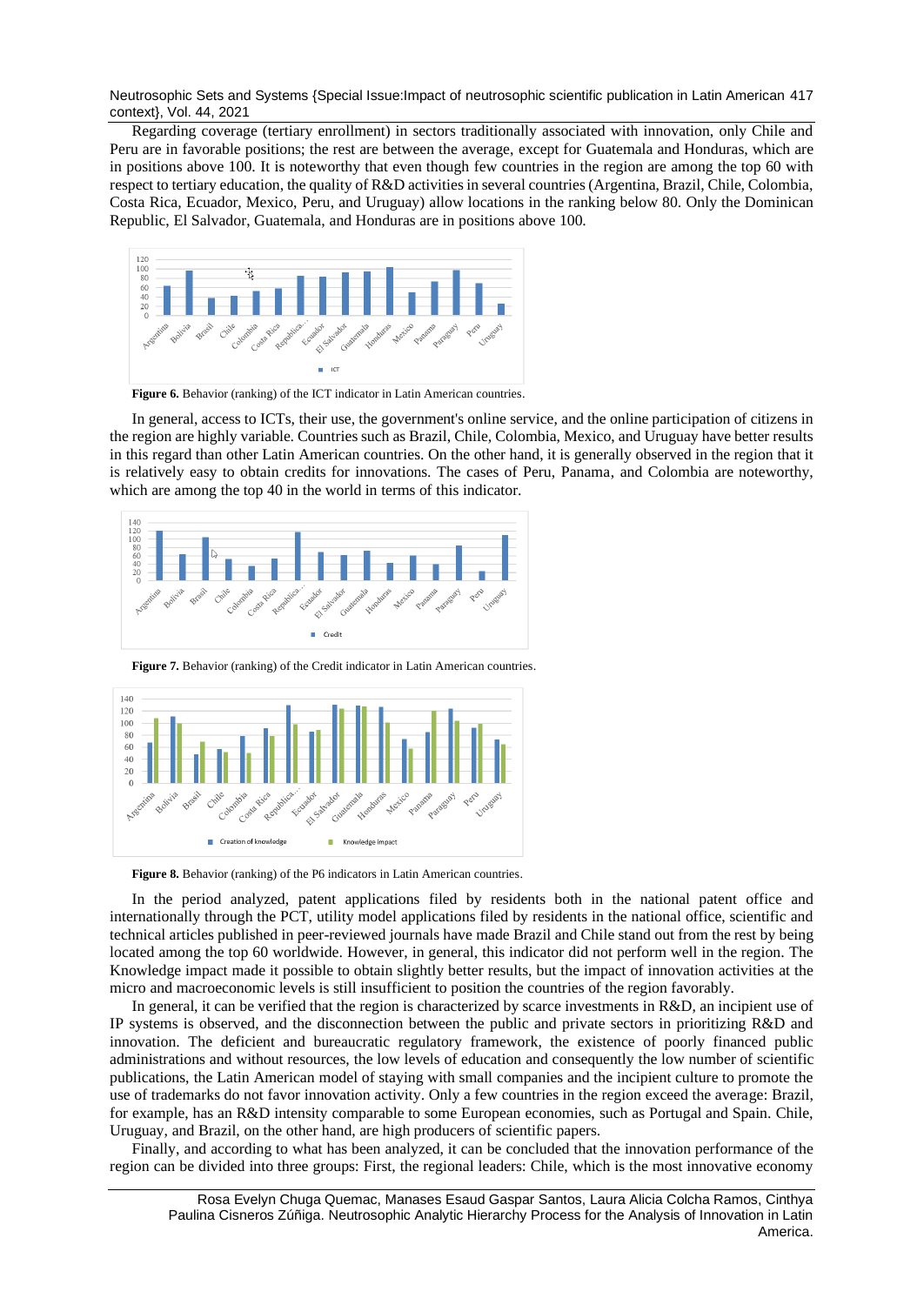Regarding coverage (tertiary enrollment) in sectors traditionally associated with innovation, only Chile and Peru are in favorable positions; the rest are between the average, except for Guatemala and Honduras, which are in positions above 100. It is noteworthy that even though few countries in the region are among the top 60 with respect to tertiary education, the quality of R&D activities in several countries (Argentina, Brazil, Chile, Colombia, Costa Rica, Ecuador, Mexico, Peru, and Uruguay) allow locations in the ranking below 80. Only the Dominican Republic, El Salvador, Guatemala, and Honduras are in positions above 100.

**Figure 6.** Behavior (ranking) of the ICT indicator in Latin American countries.

In general, access to ICTs, their use, the government's online service, and the online participation of citizens in the region are highly variable. Countries such as Brazil, Chile, Colombia, Mexico, and Uruguay have better results in this regard than other Latin American countries. On the other hand, it is generally observed in the region that it is relatively easy to obtain credits for innovations. The cases of Peru, Panama, and Colombia are noteworthy, which are among the top 40 in the world in terms of this indicator.

**Figure 7.** Behavior (ranking) of the Credit indicator in Latin American countries.

**Figure 8.** Behavior (ranking) of the P6 indicators in Latin American countries.

In the period analyzed, patent applications filed by residents both in the national patent office and internationally through the PCT, utility model applications filed by residents in the national office, scientific and technical articles published in peer-reviewed journals have made Brazil and Chile stand out from the rest by being located among the top 60 worldwide. However, in general, this indicator did not perform well in the region. The Knowledge impact made it possible to obtain slightly better results, but the impact of innovation activities at the micro and macroeconomic levels is still insufficient to position the countries of the region favorably.

In general, it can be verified that the region is characterized by scarce investments in R&D, an incipient use of IP systems is observed, and the disconnection between the public and private sectors in prioritizing R&D and innovation. The deficient and bureaucratic regulatory framework, the existence of poorly financed public administrations and without resources, the low levels of education and consequently the low number of scientific publications, the Latin American model of staying with small companies and the incipient culture to promote the use of trademarks do not favor innovation activity. Only a few countries in the region exceed the average: Brazil, for example, has an R&D intensity comparable to some European economies, such as Portugal and Spain. Chile, Uruguay, and Brazil, on the other hand, are high producers of scientific papers.

Finally, and according to what has been analyzed, it can be concluded that the innovation performance of the region can be divided into three groups: First, the regional leaders: Chile, which is the most innovative economy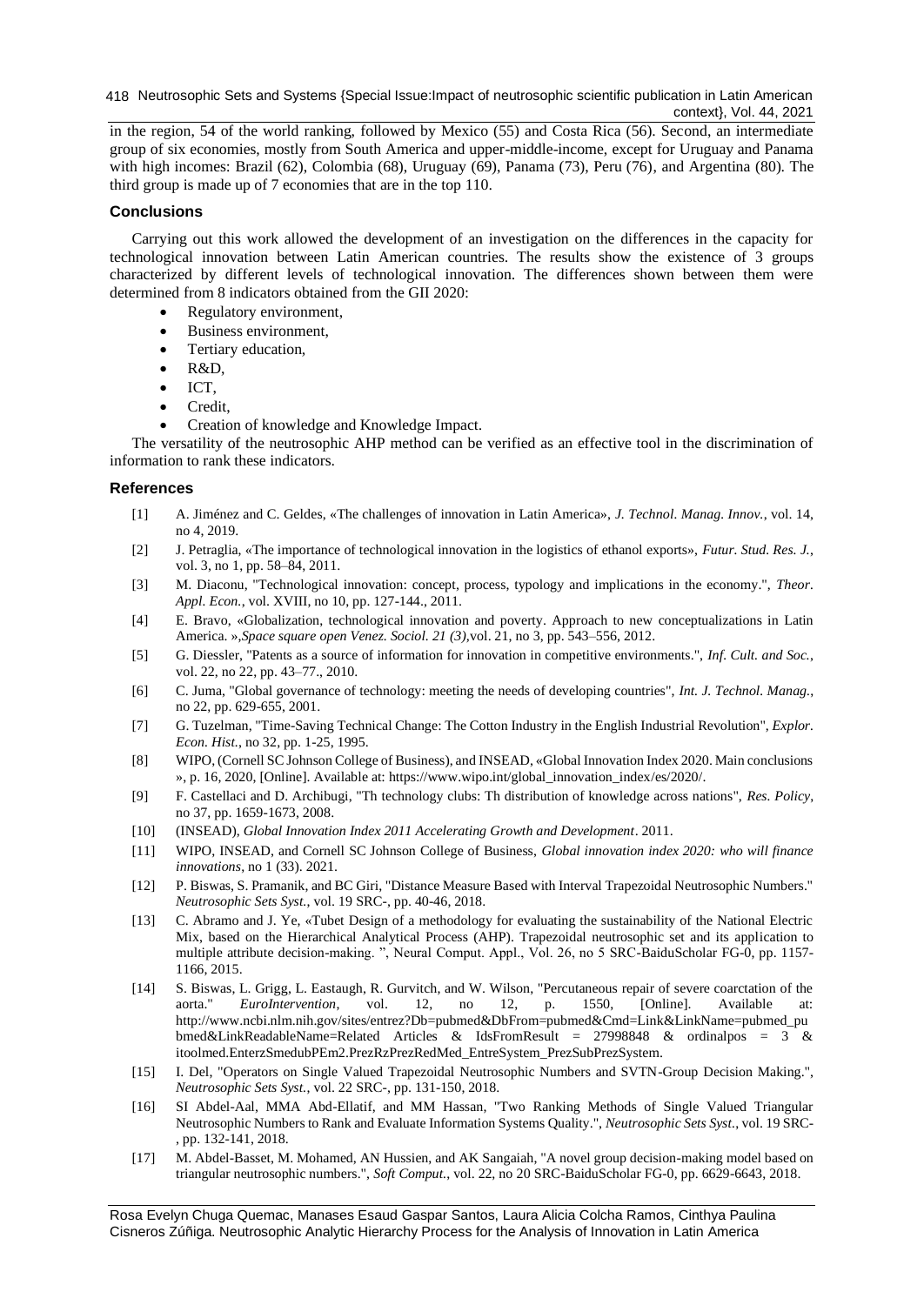in the region, 54 of the world ranking, followed by Mexico (55) and Costa Rica (56). Second, an intermediate group of six economies, mostly from South America and upper-middle-income, except for Uruguay and Panama with high incomes: Brazil (62), Colombia (68), Uruguay (69), Panama (73), Peru (76), and Argentina (80). The third group is made up of 7 economies that are in the top 110.

## Conclusions

Carrying out this work allowed the development of an investigation on the differences in the capacity for technological innovation between Latin American countries. The results show the existence of 3 groups characterized by different levels of technological innovation. The differences shown between them were determined from 8 indicators obtained from the GII 2020:

- Regulatory environment,
- Business environment,
- Tertiary education,
- R&D,
- ICT,
- Credit,
- Creation of knowledge and Knowledge Impact.

The versatility of the neutrosophic AHP method can be verified as an effective tool in the discrimination of information to rank these indicators.

## References

[1] A. Jiménez and C. Geldes, «The challenges of innovation in Latin America», *J. Technol. Manag. Innov.*, vol. 14, no 4, 2019.

[2] J. Petraglia, «The importance of technological innovation in the logistics of ethanol exports», *Futur. Stud. Res. J.*, vol. 3, no 1, pp. 58–84, 2011.

[3] M. Diaconu, "Technological innovation: concept, process, typology and implications in the economy.", *Theor. Appl. Econ.*, vol. XVIII, no 10, pp. 127-144., 2011.

[4] E. Bravo, «Globalization, technological innovation and poverty. Approach to new conceptualizations in Latin America. »,*Space square open Venez. Sociol. 21 (3)*,vol. 21, no 3, pp. 543–556, 2012.

[5] G. Diessler, "Patents as a source of information for innovation in competitive environments.", *Inf. Cult. and Soc.*, vol. 22, no 22, pp. 43–77., 2010.

[6] C. Juma, "Global governance of technology: meeting the needs of developing countries", *Int. J. Technol. Manag.*, no 22, pp. 629-655, 2001.

[7] G. Tuzelman, "Time-Saving Technical Change: The Cotton Industry in the English Industrial Revolution", *Explor. Econ. Hist.*, no 32, pp. 1-25, 1995.

[8] WIPO, (Cornell SC Johnson College of Business), and INSEAD, «Global Innovation Index 2020. Main conclusions », p. 16, 2020, [Online]. Available at: https://www.wipo.int/global_innovation_index/es/2020/.

[9] F. Castellaci and D. Archibugi, "Th technology clubs: Th distribution of knowledge across nations", *Res. Policy*, no 37, pp. 1659-1673, 2008.

[10] (INSEAD), *Global Innovation Index 2011 Accelerating Growth and Development*. 2011.

[11] WIPO, INSEAD, and Cornell SC Johnson College of Business, *Global innovation index 2020: who will finance innovations*, no 1 (33). 2021.

[12] P. Biswas, S. Pramanik, and BC Giri, "Distance Measure Based with Interval Trapezoidal Neutrosophic Numbers." *Neutrosophic Sets Syst.*, vol. 19 SRC-, pp. 40-46, 2018.

[13] C. Abramo and J. Ye, «Tubet Design of a methodology for evaluating the sustainability of the National Electric Mix, based on the Hierarchical Analytical Process (AHP). Trapezoidal neutrosophic set and its application to multiple attribute decision-making. ", Neural Comput. Appl., Vol. 26, no 5 SRC-BaiduScholar FG-0, pp. 1157-1166, 2015.

[14] S. Biswas, L. Grigg, L. Eastaugh, R. Gurvitch, and W. Wilson, "Percutaneous repair of severe coarctation of the aorta." *EuroIntervention*, vol. 12, no 12, p. 1550, [Online]. Available at: http://www.ncbi.nlm.nih.gov/sites/entrez?Db=pubmed&DbFrom=pubmed&Cmd=Link&LinkName=pubmed_pubmed&LinkReadableName=Related Articles & IdsFromResult = 27998848 & ordinalpos = 3 & itoolmed.EnterzSmedubPEm2.PrezRzPrezRedMed_EntreSystem_PrezSubPrezSystem.

[15] I. Del, "Operators on Single Valued Trapezoidal Neutrosophic Numbers and SVTN-Group Decision Making.", *Neutrosophic Sets Syst.*, vol. 22 SRC-, pp. 131-150, 2018.

[16] SI Abdel-Aal, MMA Abd-Ellatif, and MM Hassan, "Two Ranking Methods of Single Valued Triangular Neutrosophic Numbers to Rank and Evaluate Information Systems Quality.", *Neutrosophic Sets Syst.*, vol. 19 SRC-, pp. 132-141, 2018.

[17] M. Abdel-Basset, M. Mohamed, AN Hussien, and AK Sangaiah, "A novel group decision-making model based on triangular neutrosophic numbers.", *Soft Comput.*, vol. 22, no 20 SRC-BaiduScholar FG-0, pp. 6629-6643, 2018.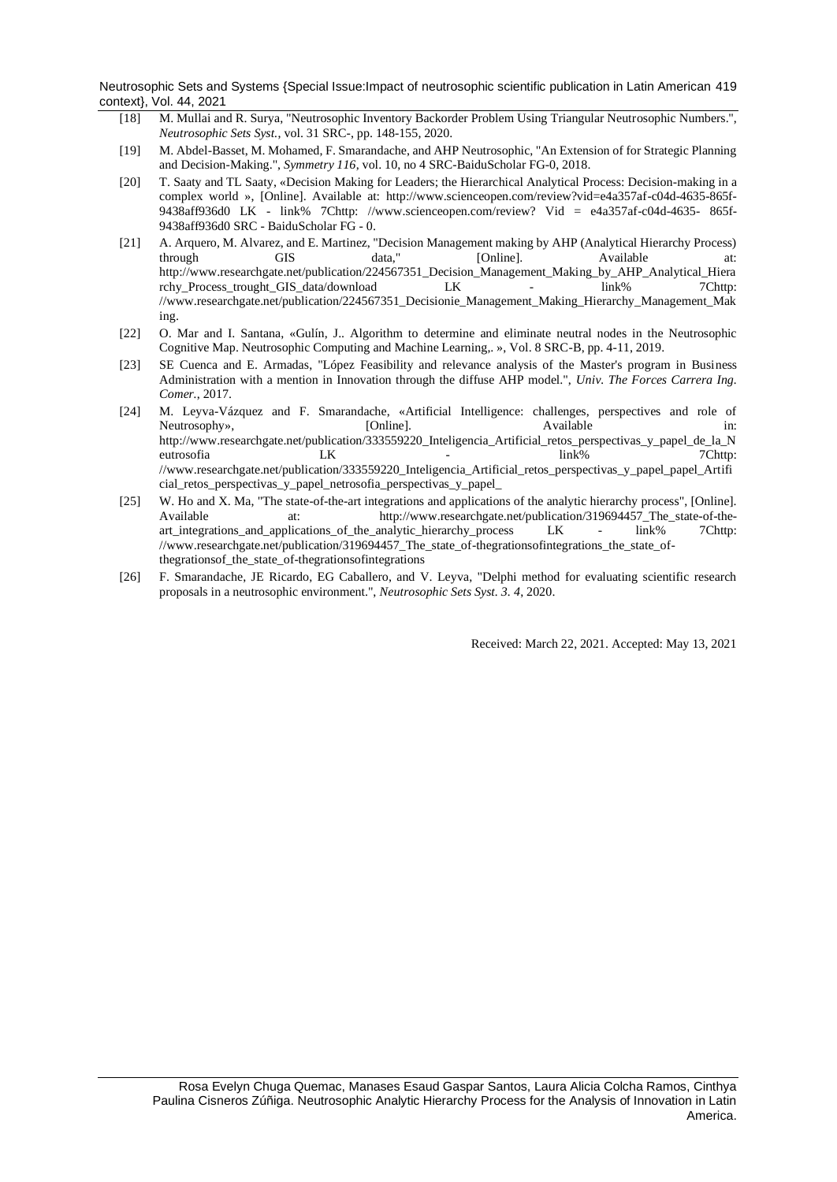[18] M. Mullai and R. Surya, "Neutrosophic Inventory Backorder Problem Using Triangular Neutrosophic Numbers.", *Neutrosophic Sets Syst.*, vol. 31 SRC-, pp. 148-155, 2020.

[19] M. Abdel-Basset, M. Mohamed, F. Smarandache, and AHP Neutrosophic, "An Extension of for Strategic Planning and Decision-Making.", *Symmetry 116*, vol. 10, no 4 SRC-BaiduScholar FG-0, 2018.

[20] T. Saaty and TL Saaty, «Decision Making for Leaders; the Hierarchical Analytical Process: Decision-making in a complex world », [Online]. Available at: http://www.scienceopen.com/review?vid=e4a357af-c04d-4635-865f-9438aff936d0 LK - link% 7Chttp: //www.scienceopen.com/review? Vid = e4a357af-c04d-4635- 865f-9438aff936d0 SRC - BaiduScholar FG - 0.

[21] A. Arquero, M. Alvarez, and E. Martinez, "Decision Management making by AHP (Analytical Hierarchy Process) through GIS data," [Online]. Available at: http://www.researchgate.net/publication/224567351_Decision_Management_Making_by_AHP_Analytical_Hierarchy_Process_trought_GIS_data/download LK - link% 7Chttp: //www.researchgate.net/publication/224567351_Decisionie_Management_Making_Hierarchy_Management_Making.

[22] O. Mar and I. Santana, «Gulín, J.. Algorithm to determine and eliminate neutral nodes in the Neutrosophic Cognitive Map. Neutrosophic Computing and Machine Learning,. », Vol. 8 SRC-B, pp. 4-11, 2019.

[23] SE Cuenca and E. Armadas, "López Feasibility and relevance analysis of the Master's program in Business Administration with a mention in Innovation through the diffuse AHP model.", *Univ. The Forces Carrera Ing. Comer.*, 2017.

[24] M. Leyva-Vázquez and F. Smarandache, «Artificial Intelligence: challenges, perspectives and role of Neutrosophy», [Online]. Available in: http://www.researchgate.net/publication/333559220_Inteligencia_Artificial_retos_perspectivas_y_papel_de_la_Neutrosofia LK - link% 7Chttp: //www.researchgate.net/publication/333559220_Inteligencia_Artificial_retos_perspectivas_y_papel_papel_Artificial_retos_perspectivas_y_papel_netrosofia_perspectivas_y_papel_

[25] W. Ho and X. Ma, "The state-of-the-art integrations and applications of the analytic hierarchy process", [Online]. Available at: http://www.researchgate.net/publication/319694457_The_state-of-the-art_integrations_and_applications_of_the_analytic_hierarchy_process LK - link% 7Chttp: //www.researchgate.net/publication/319694457_The_state_of-thegrationsofintegrations_the_state_of-thegrationsof_the_state_of-thegrationsofintegrations

[26] F. Smarandache, JE Ricardo, EG Caballero, and V. Leyva, "Delphi method for evaluating scientific research proposals in a neutrosophic environment.", *Neutrosophic Sets Syst. 3. 4*, 2020.

Received: March 22, 2021. Accepted: May 13, 2021